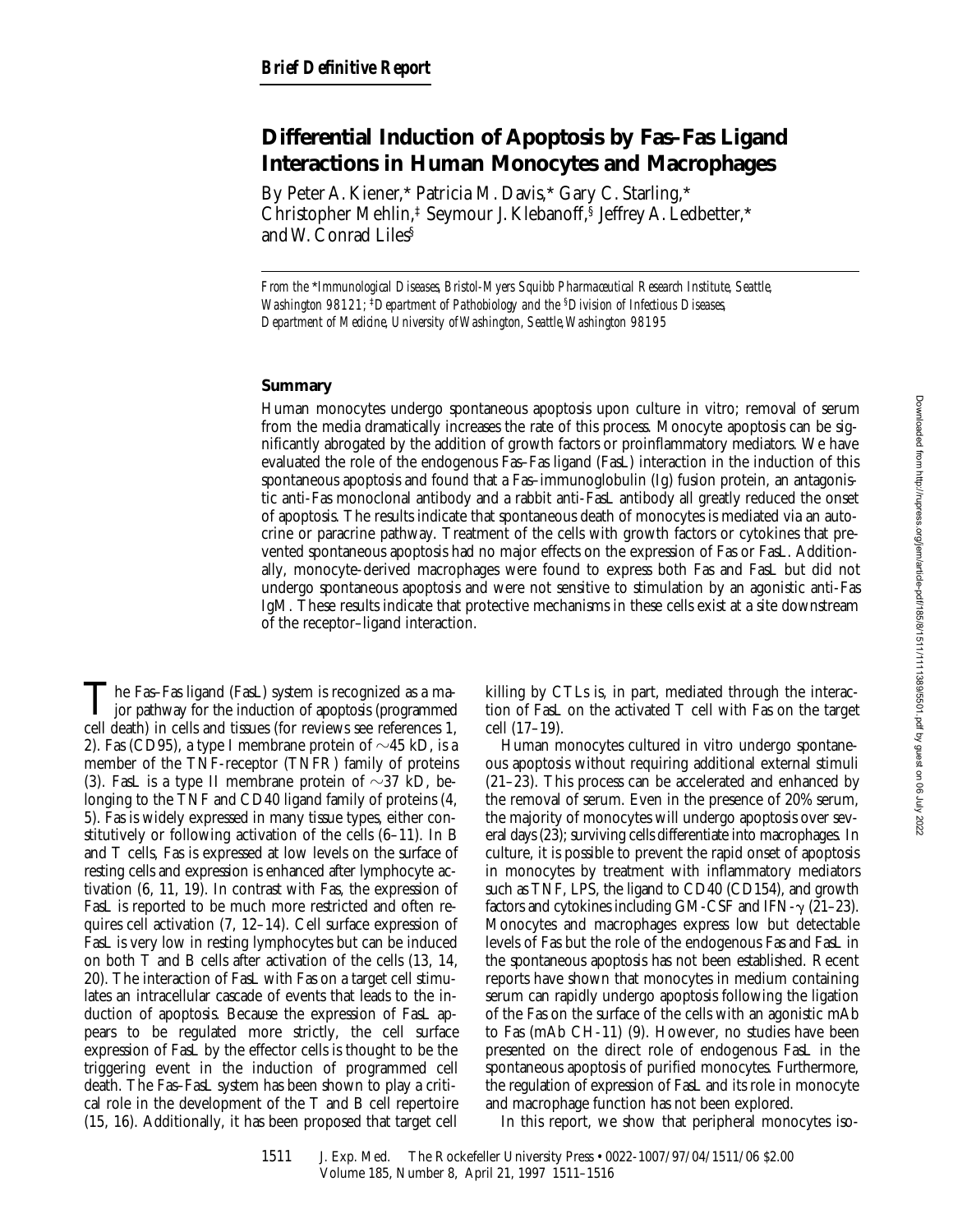*Brief Definitive Report*

# Differential Induction of Apoptosis by Fas–Fas Ligand Interactions in Human Monocytes and Macrophages

By Peter A. Kiener,* Patricia M. Davis,* Gary C. Starling,* Christopher Mehlin,‡ Seymour J. Klebanoff,§ Jeffrey A. Ledbetter,* and W. Conrad Liles§

*From the \*Immunological Diseases, Bristol-Myers Squibb Pharmaceutical Research Institute, Seattle, Washington 98121; ‡Department of Pathobiology and the §Division of Infectious Diseases, Department of Medicine, University of Washington, Seattle, Washington 98195*

## Summary

Human monocytes undergo spontaneous apoptosis upon culture in vitro; removal of serum from the media dramatically increases the rate of this process. Monocyte apoptosis can be significantly abrogated by the addition of growth factors or proinflammatory mediators. We have evaluated the role of the endogenous Fas–Fas ligand (FasL) interaction in the induction of this spontaneous apoptosis and found that a Fas–immunoglobulin (Ig) fusion protein, an antagonistic anti-Fas monoclonal antibody and a rabbit anti-FasL antibody all greatly reduced the onset of apoptosis. The results indicate that spontaneous death of monocytes is mediated via an autocrine or paracrine pathway. Treatment of the cells with growth factors or cytokines that prevented spontaneous apoptosis had no major effects on the expression of Fas or FasL. Additionally, monocyte-derived macrophages were found to express both Fas and FasL but did not undergo spontaneous apoptosis and were not sensitive to stimulation by an agonistic anti-Fas IgM. These results indicate that protective mechanisms in these cells exist at a site downstream of the receptor–ligand interaction.

The Fas–Fas ligand (FasL) system is recognized as a major pathway for the induction of apoptosis (programmed cell death) in cells and tissues (for reviews see references 1, 2). Fas (CD95), a type I membrane protein of ~45 kD, is a member of the TNF-receptor (TNFR) family of proteins (3). FasL is a type II membrane protein of ~37 kD, belonging to the TNF and CD40 ligand family of proteins (4, 5). Fas is widely expressed in many tissue types, either constitutively or following activation of the cells (6–11). In B and T cells, Fas is expressed at low levels on the surface of resting cells and expression is enhanced after lymphocyte activation (6, 11, 19). In contrast with Fas, the expression of FasL is reported to be much more restricted and often requires cell activation (7, 12–14). Cell surface expression of FasL is very low in resting lymphocytes but can be induced on both T and B cells after activation of the cells (13, 14, 20). The interaction of FasL with Fas on a target cell stimulates an intracellular cascade of events that leads to the induction of apoptosis. Because the expression of FasL appears to be regulated more strictly, the cell surface expression of FasL by the effector cells is thought to be the triggering event in the induction of programmed cell death. The Fas–FasL system has been shown to play a critical role in the development of the T and B cell repertoire (15, 16). Additionally, it has been proposed that target cell killing by CTLs is, in part, mediated through the interaction of FasL on the activated T cell with Fas on the target cell (17–19).

Human monocytes cultured in vitro undergo spontaneous apoptosis without requiring additional external stimuli (21–23). This process can be accelerated and enhanced by the removal of serum. Even in the presence of 20% serum, the majority of monocytes will undergo apoptosis over several days (23); surviving cells differentiate into macrophages. In culture, it is possible to prevent the rapid onset of apoptosis in monocytes by treatment with inflammatory mediators such as TNF, LPS, the ligand to CD40 (CD154), and growth factors and cytokines including GM-CSF and IFN-γ (21–23). Monocytes and macrophages express low but detectable levels of Fas but the role of the endogenous Fas and FasL in the spontaneous apoptosis has not been established. Recent reports have shown that monocytes in medium containing serum can rapidly undergo apoptosis following the ligation of the Fas on the surface of the cells with an agonistic mAb to Fas (mAb CH-11) (9). However, no studies have been presented on the direct role of endogenous FasL in the spontaneous apoptosis of purified monocytes. Furthermore, the regulation of expression of FasL and its role in monocyte and macrophage function has not been explored.

In this report, we show that peripheral monocytes iso-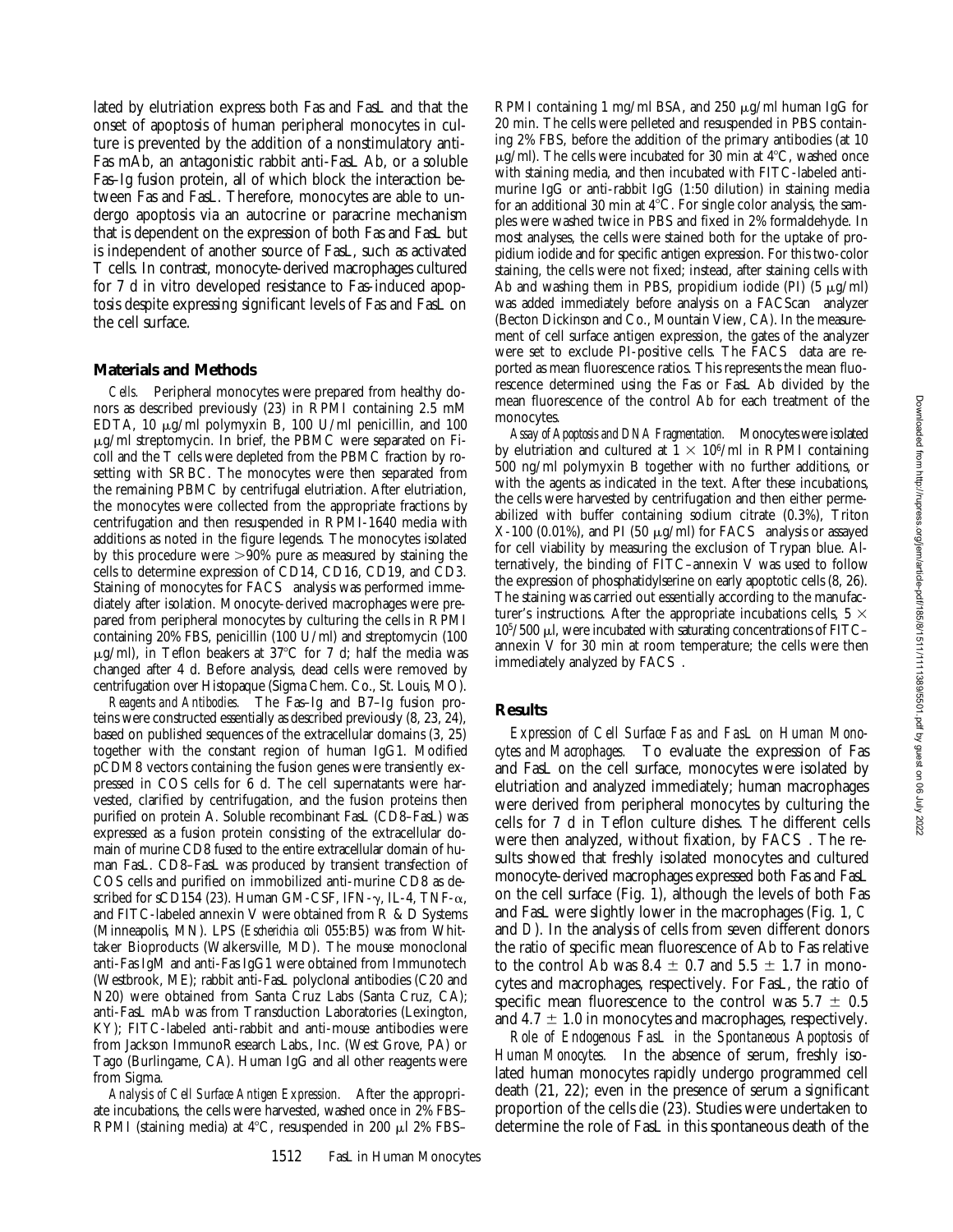lated by elutriation express both Fas and FasL and that the onset of apoptosis of human peripheral monocytes in culture is prevented by the addition of a nonstimulatory anti-Fas mAb, an antagonistic rabbit anti-FasL Ab, or a soluble Fas–Ig fusion protein, all of which block the interaction between Fas and FasL. Therefore, monocytes are able to undergo apoptosis via an autocrine or paracrine mechanism that is dependent on the expression of both Fas and FasL but is independent of another source of FasL, such as activated T cells. In contrast, monocyte-derived macrophages cultured for 7 d in vitro developed resistance to Fas-induced apoptosis despite expressing significant levels of Fas and FasL on the cell surface.

## Materials and Methods

*Cells.* Peripheral monocytes were prepared from healthy donors as described previously (23) in RPMI containing 2.5 mM EDTA, 10 μg/ml polymyxin B, 100 U/ml penicillin, and 100 μg/ml streptomycin. In brief, the PBMC were separated on Ficoll and the T cells were depleted from the PBMC fraction by rosetting with SRBC. The monocytes were then separated from the remaining PBMC by centrifugal elutriation. After elutriation, the monocytes were collected from the appropriate fractions by centrifugation and then resuspended in RPMI-1640 media with additions as noted in the figure legends. The monocytes isolated by this procedure were >90% pure as measured by staining the cells to determine expression of CD14, CD16, CD19, and CD3. Staining of monocytes for FACS® analysis was performed immediately after isolation. Monocyte-derived macrophages were prepared from peripheral monocytes by culturing the cells in RPMI containing 20% FBS, penicillin (100 U/ml) and streptomycin (100 μg/ml), in Teflon beakers at 37°C for 7 d; half the media was changed after 4 d. Before analysis, dead cells were removed by centrifugation over Histopaque (Sigma Chem. Co., St. Louis, MO).

*Reagents and Antibodies.* The Fas–Ig and B7–Ig fusion proteins were constructed essentially as described previously (8, 23, 24), based on published sequences of the extracellular domains (3, 25) together with the constant region of human IgG1. Modified pCDM8 vectors containing the fusion genes were transiently expressed in COS cells for 6 d. The cell supernatants were harvested, clarified by centrifugation, and the fusion proteins then purified on protein A. Soluble recombinant FasL (CD8–FasL) was expressed as a fusion protein consisting of the extracellular domain of murine CD8 fused to the entire extracellular domain of human FasL. CD8–FasL was produced by transient transfection of COS cells and purified on immobilized anti-murine CD8 as described for sCD154 (23). Human GM-CSF, IFN-γ, IL-4, TNF-α, and FITC-labeled annexin V were obtained from R & D Systems (Minneapolis, MN). LPS (*Escherichia coli* 055:B5) was from Whittaker Bioproducts (Walkersville, MD). The mouse monoclonal anti-Fas IgM and anti-Fas IgG1 were obtained from Immunotech (Westbrook, ME); rabbit anti-FasL polyclonal antibodies (C20 and N20) were obtained from Santa Cruz Labs (Santa Cruz, CA); anti-FasL mAb was from Transduction Laboratories (Lexington, KY); FITC-labeled anti-rabbit and anti-mouse antibodies were from Jackson ImmunoResearch Labs., Inc. (West Grove, PA) or Tago (Burlingame, CA). Human IgG and all other reagents were from Sigma.

*Analysis of Cell Surface Antigen Expression.* After the appropriate incubations, the cells were harvested, washed once in 2% FBS–RPMI (staining media) at 4°C, resuspended in 200 μl 2% FBS–RPMI containing 1 mg/ml BSA, and 250 μg/ml human IgG for 20 min. The cells were pelleted and resuspended in PBS containing 2% FBS, before the addition of the primary antibodies (at 10 μg/ml). The cells were incubated for 30 min at 4°C, washed once with staining media, and then incubated with FITC-labeled anti-murine IgG or anti-rabbit IgG (1:50 dilution) in staining media for an additional 30 min at 4°C. For single color analysis, the samples were washed twice in PBS and fixed in 2% formaldehyde. In most analyses, the cells were stained both for the uptake of propidium iodide and for specific antigen expression. For this two-color staining, the cells were not fixed; instead, after staining cells with Ab and washing them in PBS, propidium iodide (PI) (5 μg/ml) was added immediately before analysis on a FACScan® analyzer (Becton Dickinson and Co., Mountain View, CA). In the measurement of cell surface antigen expression, the gates of the analyzer were set to exclude PI-positive cells. The FACS® data are reported as mean fluorescence ratios. This represents the mean fluorescence determined using the Fas or FasL Ab divided by the mean fluorescence of the control Ab for each treatment of the monocytes.

*Assay of Apoptosis and DNA Fragmentation.* Monocytes were isolated by elutriation and cultured at $1 \times 10^6$/ml in RPMI containing 500 ng/ml polymyxin B together with no further additions, or with the agents as indicated in the text. After these incubations, the cells were harvested by centrifugation and then either permeabilized with buffer containing sodium citrate (0.3%), Triton X-100 (0.01%), and PI (50 μg/ml) for FACS® analysis or assayed for cell viability by measuring the exclusion of Trypan blue. Alternatively, the binding of FITC–annexin V was used to follow the expression of phosphatidylserine on early apoptotic cells (8, 26). The staining was carried out essentially according to the manufacturer's instructions. After the appropriate incubations cells, $5 \times 10^5$/500 μl, were incubated with saturating concentrations of FITC–annexin V for 30 min at room temperature; the cells were then immediately analyzed by FACS®.

## Results

*Expression of Cell Surface Fas and FasL on Human Monocytes and Macrophages.* To evaluate the expression of Fas and FasL on the cell surface, monocytes were isolated by elutriation and analyzed immediately; human macrophages were derived from peripheral monocytes by culturing the cells for 7 d in Teflon culture dishes. The different cells were then analyzed, without fixation, by FACS®. The results showed that freshly isolated monocytes and cultured monocyte-derived macrophages expressed both Fas and FasL on the cell surface (Fig. 1), although the levels of both Fas and FasL were slightly lower in the macrophages (Fig. 1, *C* and *D*). In the analysis of cells from seven different donors the ratio of specific mean fluorescence of Ab to Fas relative to the control Ab was 8.4 ± 0.7 and 5.5 ± 1.7 in monocytes and macrophages, respectively. For FasL, the ratio of specific mean fluorescence to the control was 5.7 ± 0.5 and 4.7 ± 1.0 in monocytes and macrophages, respectively.

*Role of Endogenous FasL in the Spontaneous Apoptosis of Human Monocytes.* In the absence of serum, freshly isolated human monocytes rapidly undergo programmed cell death (21, 22); even in the presence of serum a significant proportion of the cells die (23). Studies were undertaken to determine the role of FasL in this spontaneous death of the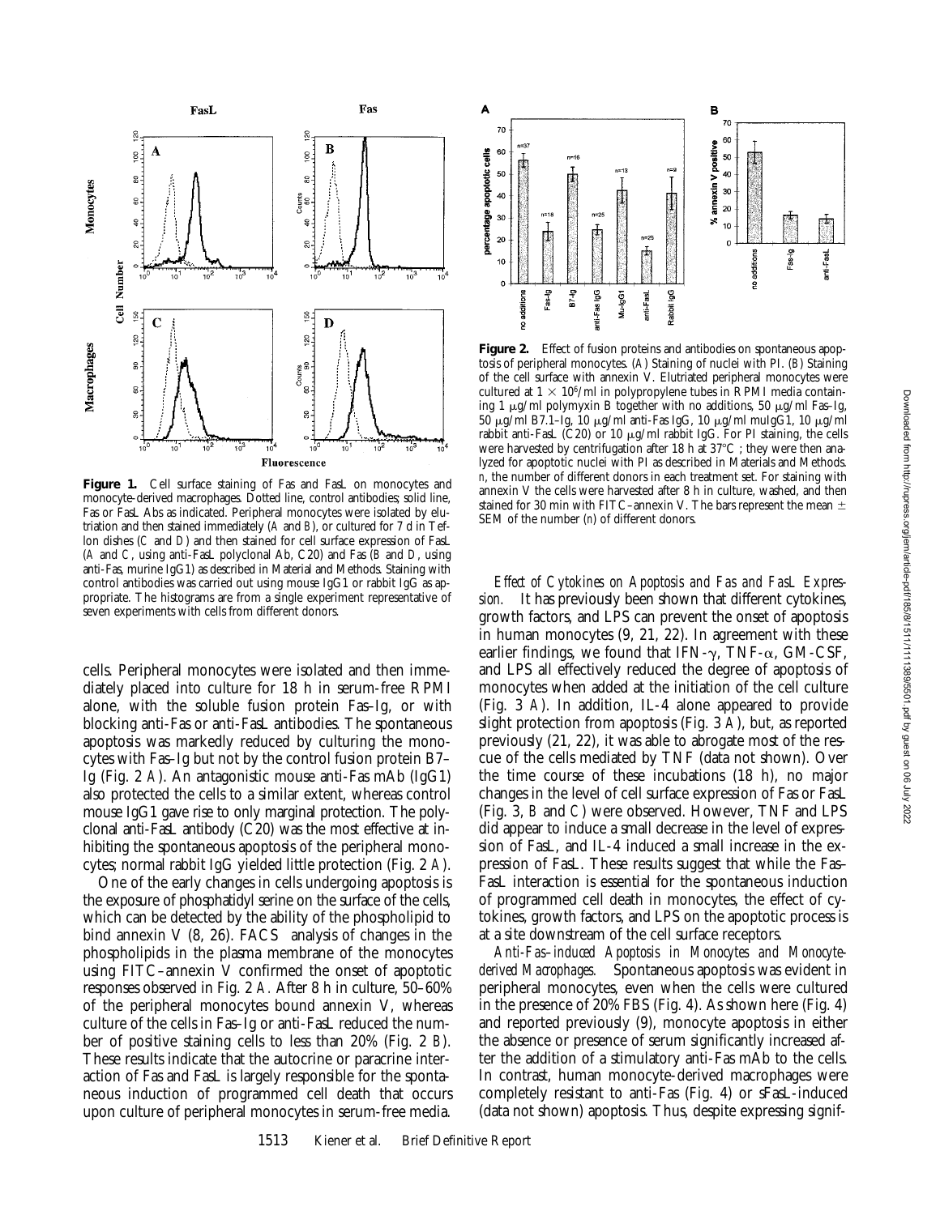**Figure 1.** Cell surface staining of Fas and FasL on monocytes and monocyte-derived macrophages. Dotted line, control antibodies; solid line, Fas or FasL Abs as indicated. Peripheral monocytes were isolated by elutriation and then stained immediately (*A* and *B*), or cultured for 7 d in Teflon dishes (*C* and *D*) and then stained for cell surface expression of FasL (*A* and *C*, using anti-FasL polyclonal Ab, C20) and Fas (*B* and *D*, using anti-Fas, murine IgG1) as described in Material and Methods. Staining with control antibodies was carried out using mouse IgG1 or rabbit IgG as appropriate. The histograms are from a single experiment representative of seven experiments with cells from different donors.

**Figure 2.** Effect of fusion proteins and antibodies on spontaneous apoptosis of peripheral monocytes. (*A*) Staining of nuclei with PI. (*B*) Staining of the cell surface with annexin V. Elutriated peripheral monocytes were cultured at $1 \times 10^6$/ml in polypropylene tubes in RPMI media containing 1 μg/ml polymyxin B together with no additions, 50 μg/ml Fas–Ig, 50 μg/ml B7.1–Ig, 10 μg/ml anti-Fas IgG, 10 μg/ml muIgG1, 10 μg/ml rabbit anti-FasL (C20) or 10 μg/ml rabbit IgG. For PI staining, the cells were harvested by centrifugation after 18 h at 37°C ; they were then analyzed for apoptotic nuclei with PI as described in Materials and Methods. *n*, the number of different donors in each treatment set. For staining with annexin V the cells were harvested after 8 h in culture, washed, and then stained for 30 min with FITC–annexin V. The bars represent the mean ± SEM of the number (*n*) of different donors.

cells. Peripheral monocytes were isolated and then immediately placed into culture for 18 h in serum-free RPMI alone, with the soluble fusion protein Fas–Ig, or with blocking anti-Fas or anti-FasL antibodies. The spontaneous apoptosis was markedly reduced by culturing the monocytes with Fas–Ig but not by the control fusion protein B7–Ig (Fig. 2 *A*). An antagonistic mouse anti-Fas mAb (IgG1) also protected the cells to a similar extent, whereas control mouse IgG1 gave rise to only marginal protection. The polyclonal anti-FasL antibody (C20) was the most effective at inhibiting the spontaneous apoptosis of the peripheral monocytes; normal rabbit IgG yielded little protection (Fig. 2 *A*).

One of the early changes in cells undergoing apoptosis is the exposure of phosphatidyl serine on the surface of the cells, which can be detected by the ability of the phospholipid to bind annexin V (8, 26). FACS analysis of changes in the phospholipids in the plasma membrane of the monocytes using FITC–annexin V confirmed the onset of apoptotic responses observed in Fig. 2 *A*. After 8 h in culture, 50–60% of the peripheral monocytes bound annexin V, whereas culture of the cells in Fas–Ig or anti-FasL reduced the number of positive staining cells to less than 20% (Fig. 2 *B*). These results indicate that the autocrine or paracrine interaction of Fas and FasL is largely responsible for the spontaneous induction of programmed cell death that occurs upon culture of peripheral monocytes in serum-free media.

*Effect of Cytokines on Apoptosis and Fas and FasL Expression.* It has previously been shown that different cytokines, growth factors, and LPS can prevent the onset of apoptosis in human monocytes (9, 21, 22). In agreement with these earlier findings, we found that IFN-γ, TNF-α, GM-CSF, and LPS all effectively reduced the degree of apoptosis of monocytes when added at the initiation of the cell culture (Fig. 3 *A*). In addition, IL-4 alone appeared to provide slight protection from apoptosis (Fig. 3 *A*), but, as reported previously (21, 22), it was able to abrogate most of the rescue of the cells mediated by TNF (data not shown). Over the time course of these incubations (18 h), no major changes in the level of cell surface expression of Fas or FasL (Fig. 3, *B* and *C*) were observed. However, TNF and LPS did appear to induce a small decrease in the level of expression of FasL, and IL-4 induced a small increase in the expression of FasL. These results suggest that while the Fas–FasL interaction is essential for the spontaneous induction of programmed cell death in monocytes, the effect of cytokines, growth factors, and LPS on the apoptotic process is at a site downstream of the cell surface receptors.

*Anti-Fas–induced Apoptosis in Monocytes and Monocyte-derived Macrophages.* Spontaneous apoptosis was evident in peripheral monocytes, even when the cells were cultured in the presence of 20% FBS (Fig. 4). As shown here (Fig. 4) and reported previously (9), monocyte apoptosis in either the absence or presence of serum significantly increased after the addition of a stimulatory anti-Fas mAb to the cells. In contrast, human monocyte-derived macrophages were completely resistant to anti-Fas (Fig. 4) or sFasL-induced (data not shown) apoptosis. Thus, despite expressing signif-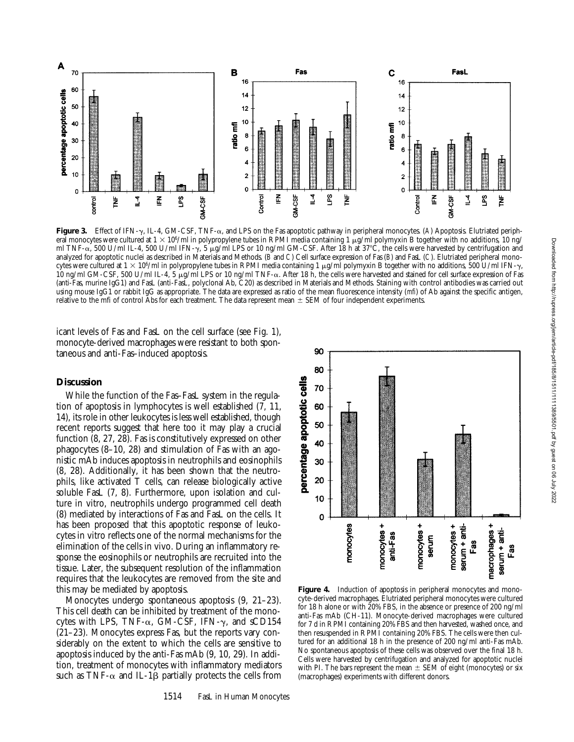**Figure 3.** Effect of IFN-γ, IL-4, GM-CSF, TNF-α, and LPS on the Fas apoptotic pathway in peripheral monocytes. (*A*) Apoptosis. Elutriated peripheral monocytes were cultured at $1 \times 10^6$/ml in polypropylene tubes in RPMI media containing 1 μg/ml polymyxin B together with no additions, 10 ng/ml TNF-α, 500 U/ml IL-4, 500 U/ml IFN-γ, 5 μg/ml LPS or 10 ng/ml GM-CSF. After 18 h at 37°C, the cells were harvested by centrifugation and analyzed for apoptotic nuclei as described in Materials and Methods. (*B* and *C*) Cell surface expression of Fas (*B*) and FasL (*C*). Elutriated peripheral monocytes were cultured at $1 \times 10^6$/ml in polypropylene tubes in RPMI media containing 1 μg/ml polymyxin B together with no additions, 500 U/ml IFN-γ, 10 ng/ml GM-CSF, 500 U/ml IL-4, 5 μg/ml LPS or 10 ng/ml TNF-α. After 18 h, the cells were harvested and stained for cell surface expression of Fas (anti-Fas, murine IgG1) and FasL (anti-FasL, polyclonal Ab, C20) as described in Materials and Methods. Staining with control antibodies was carried out using mouse IgG1 or rabbit IgG as appropriate. The data are expressed as ratio of the mean fluorescence intensity (mfi) of Ab against the specific antigen, relative to the mfi of control Abs for each treatment. The data represent mean ± SEM of four independent experiments.

icant levels of Fas and FasL on the cell surface (see Fig. 1), monocyte-derived macrophages were resistant to both spontaneous and anti-Fas–induced apoptosis.

## Discussion

While the function of the Fas–FasL system in the regulation of apoptosis in lymphocytes is well established (7, 11, 14), its role in other leukocytes is less well established, though recent reports suggest that here too it may play a crucial function (8, 27, 28). Fas is constitutively expressed on other phagocytes (8–10, 28) and stimulation of Fas with an agonistic mAb induces apoptosis in neutrophils and eosinophils (8, 28). Additionally, it has been shown that the neutrophils, like activated T cells, can release biologically active soluble FasL (7, 8). Furthermore, upon isolation and culture in vitro, neutrophils undergo programmed cell death (8) mediated by interactions of Fas and FasL on the cells. It has been proposed that this apoptotic response of leukocytes in vitro reflects one of the normal mechanisms for the elimination of the cells in vivo. During an inflammatory response the eosinophils or neutrophils are recruited into the tissue. Later, the subsequent resolution of the inflammation requires that the leukocytes are removed from the site and this may be mediated by apoptosis.

Monocytes undergo spontaneous apoptosis (9, 21–23). This cell death can be inhibited by treatment of the monocytes with LPS, TNF-α, GM-CSF, IFN-γ, and sCD154 (21–23). Monocytes express Fas, but the reports vary considerably on the extent to which the cells are sensitive to apoptosis induced by the anti-Fas mAb (9, 10, 29). In addition, treatment of monocytes with inflammatory mediators such as TNF-α and IL-1β partially protects the cells from

**Figure 4.** Induction of apoptosis in peripheral monocytes and monocyte-derived macrophages. Elutriated peripheral monocytes were cultured for 18 h alone or with 20% FBS, in the absence or presence of 200 ng/ml anti-Fas mAb (CH-11). Monocyte-derived macrophages were cultured for 7 d in RPMI containing 20% FBS and then harvested, washed once, and then resuspended in RPMI containing 20% FBS. The cells were then cultured for an additional 18 h in the presence of 200 ng/ml anti-Fas mAb. No spontaneous apoptosis of these cells was observed over the final 18 h. Cells were harvested by centrifugation and analyzed for apoptotic nuclei with PI. The bars represent the mean ± SEM of eight (monocytes) or six (macrophages) experiments with different donors.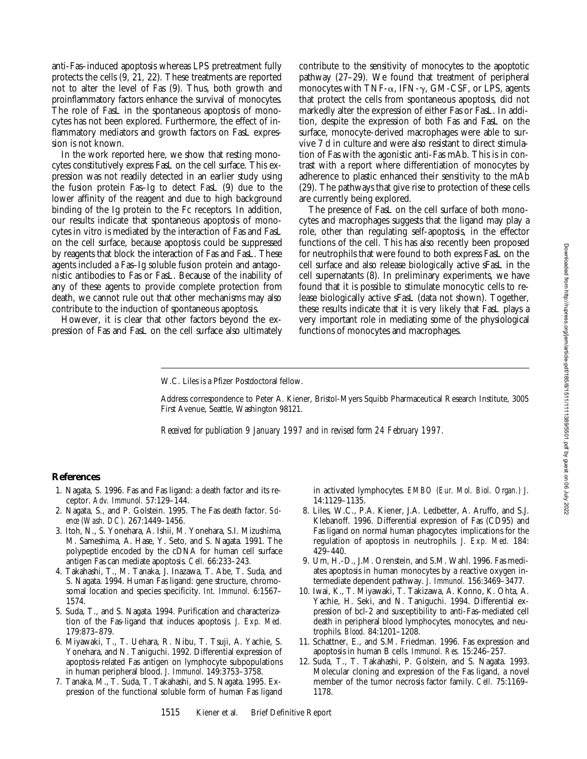anti-Fas–induced apoptosis whereas LPS pretreatment fully protects the cells (9, 21, 22). These treatments are reported not to alter the level of Fas (9). Thus, both growth and proinflammatory factors enhance the survival of monocytes. The role of FasL in the spontaneous apoptosis of monocytes has not been explored. Furthermore, the effect of inflammatory mediators and growth factors on FasL expression is not known.

In the work reported here, we show that resting monocytes constitutively express FasL on the cell surface. This expression was not readily detected in an earlier study using the fusion protein Fas–Ig to detect FasL (9) due to the lower affinity of the reagent and due to high background binding of the Ig protein to the Fc receptors. In addition, our results indicate that spontaneous apoptosis of monocytes in vitro is mediated by the interaction of Fas and FasL on the cell surface, because apoptosis could be suppressed by reagents that block the interaction of Fas and FasL. These agents included a Fas–Ig soluble fusion protein and antagonistic antibodies to Fas or FasL. Because of the inability of any of these agents to provide complete protection from death, we cannot rule out that other mechanisms may also contribute to the induction of spontaneous apoptosis.

However, it is clear that other factors beyond the expression of Fas and FasL on the cell surface also ultimately contribute to the sensitivity of monocytes to the apoptotic pathway (27–29). We found that treatment of peripheral monocytes with TNF-$\alpha$, IFN-$\gamma$, GM-CSF, or LPS, agents that protect the cells from spontaneous apoptosis, did not markedly alter the expression of either Fas or FasL. In addition, despite the expression of both Fas and FasL on the surface, monocyte-derived macrophages were able to survive 7 d in culture and were also resistant to direct stimulation of Fas with the agonistic anti-Fas mAb. This is in contrast with a report where differentiation of monocytes by adherence to plastic enhanced their sensitivity to the mAb (29). The pathways that give rise to protection of these cells are currently being explored.

The presence of FasL on the cell surface of both monocytes and macrophages suggests that the ligand may play a role, other than regulating self-apoptosis, in the effector functions of the cell. This has also recently been proposed for neutrophils that were found to both express FasL on the cell surface and also release biologically active sFasL in the cell supernatants (8). In preliminary experiments, we have found that it is possible to stimulate monocytic cells to release biologically active sFasL (data not shown). Together, these results indicate that it is very likely that FasL plays a very important role in mediating some of the physiological functions of monocytes and macrophages.

W.C. Liles is a Pfizer Postdoctoral fellow.

Address correspondence to Peter A. Kiener, Bristol-Myers Squibb Pharmaceutical Research Institute, 3005 First Avenue, Seattle, Washington 98121.

*Received for publication 9 January 1997 and in revised form 24 February 1997.*

## References

1. Nagata, S. 1996. Fas and Fas ligand: a death factor and its receptor. *Adv. Immunol.* 57:129–144.
2. Nagata, S., and P. Golstein. 1995. The Fas death factor. *Science (Wash. DC).* 267:1449–1456.
3. Itoh, N., S. Yonehara, A. Ishii, M. Yonehara, S.I. Mizushima, M. Sameshima, A. Hase, Y. Seto, and S. Nagata. 1991. The polypeptide encoded by the cDNA for human cell surface antigen Fas can mediate apoptosis. *Cell.* 66:233–243.
4. Takahashi, T., M. Tanaka, J. Inazawa, T. Abe, T. Suda, and S. Nagata. 1994. Human Fas ligand: gene structure, chromosomal location and species specificity. *Int. Immunol.* 6:1567–1574.
5. Suda, T., and S. Nagata. 1994. Purification and characterization of the Fas-ligand that induces apoptosis. *J. Exp. Med.* 179:873–879.
6. Miyawaki, T., T. Uehara, R. Nibu, T. Tsuji, A. Yachie, S. Yonehara, and N. Taniguchi. 1992. Differential expression of apoptosis-related Fas antigen on lymphocyte subpopulations in human peripheral blood. *J. Immunol.* 149:3753–3758.
7. Tanaka, M., T. Suda, T. Takahashi, and S. Nagata. 1995. Expression of the functional soluble form of human Fas ligand in activated lymphocytes. *EMBO (Eur. Mol. Biol. Organ.) J.* 14:1129–1135.
8. Liles, W.C., P.A. Kiener, J.A. Ledbetter, A. Aruffo, and S.J. Klebanoff. 1996. Differential expression of Fas (CD95) and Fas ligand on normal human phagocytes: implications for the regulation of apoptosis in neutrophils. *J. Exp. Med.* 184:429–440.
9. Um, H.-D., J.M. Orenstein, and S.M. Wahl. 1996. Fas mediates apoptosis in human monocytes by a reactive oxygen intermediate dependent pathway. *J. Immunol.* 156:3469–3477.
10. Iwai, K., T. Miyawaki, T. Takizawa, A. Konno, K. Ohta, A. Yachie, H. Seki, and N. Taniguchi. 1994. Differential expression of bcl-2 and susceptibility to anti-Fas–mediated cell death in peripheral blood lymphocytes, monocytes, and neutrophils. *Blood.* 84:1201–1208.
11. Schattner, E., and S.M. Friedman. 1996. Fas expression and apoptosis in human B cells. *Immunol. Res.* 15:246–257.
12. Suda, T., T. Takahashi, P. Golstein, and S. Nagata. 1993. Molecular cloning and expression of the Fas ligand, a novel member of the tumor necrosis factor family. *Cell.* 75:1169–1178.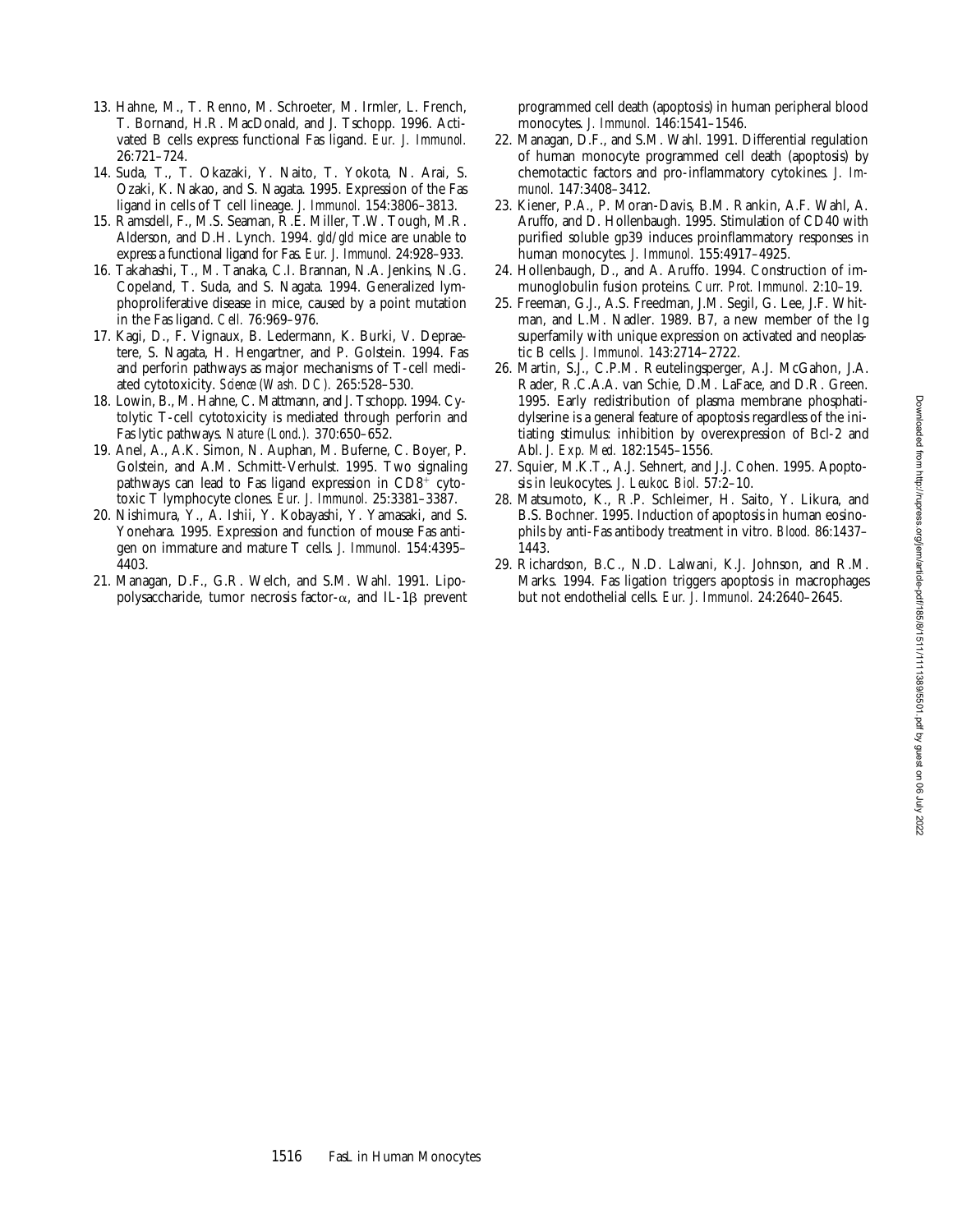13. Hahne, M., T. Renno, M. Schroeter, M. Irmler, L. French, T. Bornand, H.R. MacDonald, and J. Tschopp. 1996. Activated B cells express functional Fas ligand. *Eur. J. Immunol.* 26:721–724.
14. Suda, T., T. Okazaki, Y. Naito, T. Yokota, N. Arai, S. Ozaki, K. Nakao, and S. Nagata. 1995. Expression of the Fas ligand in cells of T cell lineage. *J. Immunol.* 154:3806–3813.
15. Ramsdell, F., M.S. Seaman, R.E. Miller, T.W. Tough, M.R. Alderson, and D.H. Lynch. 1994. *gld/gld* mice are unable to express a functional ligand for Fas. *Eur. J. Immunol.* 24:928–933.
16. Takahashi, T., M. Tanaka, C.I. Brannan, N.A. Jenkins, N.G. Copeland, T. Suda, and S. Nagata. 1994. Generalized lymphoproliferative disease in mice, caused by a point mutation in the Fas ligand. *Cell.* 76:969–976.
17. Kagi, D., F. Vignaux, B. Ledermann, K. Burki, V. Depraetere, S. Nagata, H. Hengartner, and P. Golstein. 1994. Fas and perforin pathways as major mechanisms of T-cell mediated cytotoxicity. *Science (Wash. DC).* 265:528–530.
18. Lowin, B., M. Hahne, C. Mattmann, and J. Tschopp. 1994. Cytolytic T-cell cytotoxicity is mediated through perforin and Fas lytic pathways. *Nature (Lond.).* 370:650–652.
19. Anel, A., A.K. Simon, N. Auphan, M. Buferne, C. Boyer, P. Golstein, and A.M. Schmitt-Verhulst. 1995. Two signaling pathways can lead to Fas ligand expression in $CD8^+$ cytotoxic T lymphocyte clones. *Eur. J. Immunol.* 25:3381–3387.
20. Nishimura, Y., A. Ishii, Y. Kobayashi, Y. Yamasaki, and S. Yonehara. 1995. Expression and function of mouse Fas antigen on immature and mature T cells. *J. Immunol.* 154:4395–4403.
21. Managan, D.F., G.R. Welch, and S.M. Wahl. 1991. Lipopolysaccharide, tumor necrosis factor-$\alpha$, and IL-1$\beta$ prevent programmed cell death (apoptosis) in human peripheral blood monocytes. *J. Immunol.* 146:1541–1546.
22. Managan, D.F., and S.M. Wahl. 1991. Differential regulation of human monocyte programmed cell death (apoptosis) by chemotactic factors and pro-inflammatory cytokines. *J. Immunol.* 147:3408–3412.
23. Kiener, P.A., P. Moran-Davis, B.M. Rankin, A.F. Wahl, A. Aruffo, and D. Hollenbaugh. 1995. Stimulation of CD40 with purified soluble gp39 induces proinflammatory responses in human monocytes. *J. Immunol.* 155:4917–4925.
24. Hollenbaugh, D., and A. Aruffo. 1994. Construction of immunoglobulin fusion proteins. *Curr. Prot. Immunol.* 2:10–19.
25. Freeman, G.J., A.S. Freedman, J.M. Segil, G. Lee, J.F. Whitman, and L.M. Nadler. 1989. B7, a new member of the Ig superfamily with unique expression on activated and neoplastic B cells. *J. Immunol.* 143:2714–2722.
26. Martin, S.J., C.P.M. Reutelingsperger, A.J. McGahon, J.A. Rader, R.C.A.A. van Schie, D.M. LaFace, and D.R. Green. 1995. Early redistribution of plasma membrane phosphatidylserine is a general feature of apoptosis regardless of the initiating stimulus: inhibition by overexpression of Bcl-2 and Abl. *J. Exp. Med.* 182:1545–1556.
27. Squier, M.K.T., A.J. Sehnert, and J.J. Cohen. 1995. Apoptosis in leukocytes. *J. Leukoc. Biol.* 57:2–10.
28. Matsumoto, K., R.P. Schleimer, H. Saito, Y. Likura, and B.S. Bochner. 1995. Induction of apoptosis in human eosinophils by anti-Fas antibody treatment in vitro. *Blood.* 86:1437–1443.
29. Richardson, B.C., N.D. Lalwani, K.J. Johnson, and R.M. Marks. 1994. Fas ligation triggers apoptosis in macrophages but not endothelial cells. *Eur. J. Immunol.* 24:2640–2645.